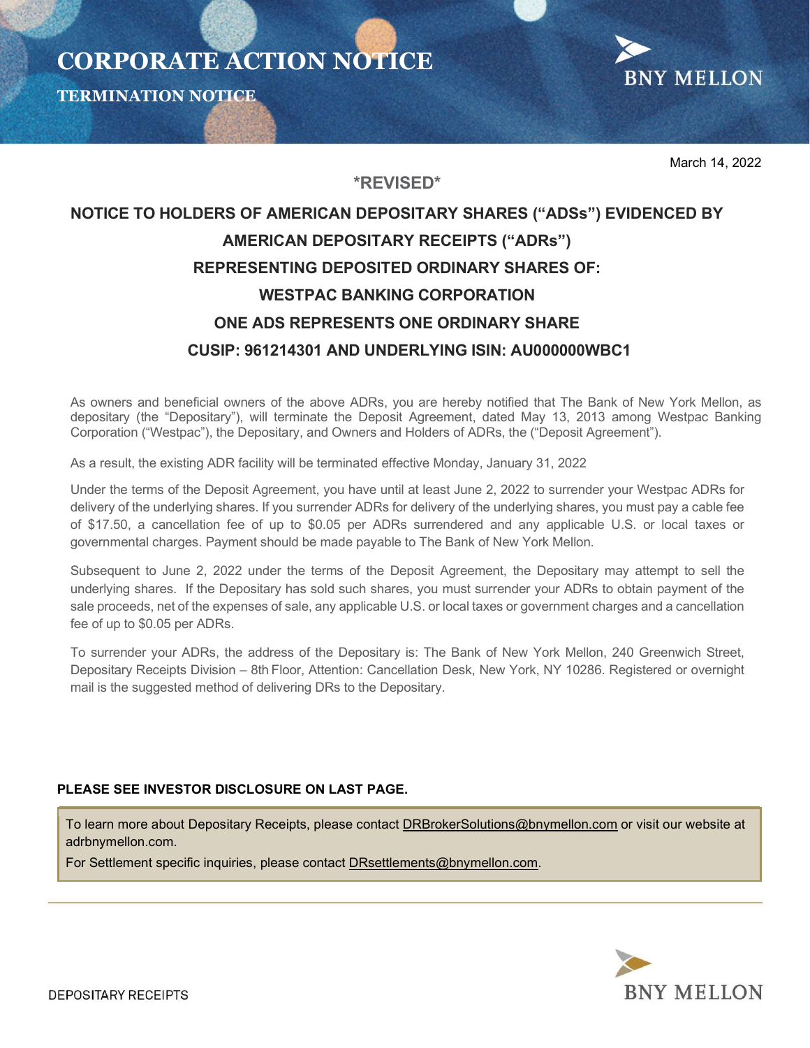# CORPORATE ACTION NOTICE

## TERMINATION NOTICE

BNY MELLON

March 14, 2022

**\*REVISED\***

**NOTICE TO HOLDERS OF AMERICAN DEPOSITARY SHARES ("ADSs") EVIDENCED BY AMERICAN DEPOSITARY RECEIPTS ("ADRs") REPRESENTING DEPOSITED ORDINARY SHARES OF:**

**WESTPAC BANKING CORPORATION**

**ONE ADS REPRESENTS ONE ORDINARY SHARE**

**CUSIP: 961214301 AND UNDERLYING ISIN: AU000000WBC1**

As owners and beneficial owners of the above ADRs, you are hereby notified that The Bank of New York Mellon, as depositary (the "Depositary"), will terminate the Deposit Agreement, dated May 13, 2013 among Westpac Banking Corporation ("Westpac"), the Depositary, and Owners and Holders of ADRs, the ("Deposit Agreement").

As a result, the existing ADR facility will be terminated effective Monday, January 31, 2022

Under the terms of the Deposit Agreement, you have until at least June 2, 2022 to surrender your Westpac ADRs for delivery of the underlying shares. If you surrender ADRs for delivery of the underlying shares, you must pay a cable fee of $17.50, a cancellation fee of up to $0.05 per ADRs surrendered and any applicable U.S. or local taxes or governmental charges. Payment should be made payable to The Bank of New York Mellon.

Subsequent to June 2, 2022 under the terms of the Deposit Agreement, the Depositary may attempt to sell the underlying shares. If the Depositary has sold such shares, you must surrender your ADRs to obtain payment of the sale proceeds, net of the expenses of sale, any applicable U.S. or local taxes or government charges and a cancellation fee of up to $0.05 per ADRs.

To surrender your ADRs, the address of the Depositary is: The Bank of New York Mellon, 240 Greenwich Street, Depositary Receipts Division – 8th Floor, Attention: Cancellation Desk, New York, NY 10286. Registered or overnight mail is the suggested method of delivering DRs to the Depositary.

**PLEASE SEE INVESTOR DISCLOSURE ON LAST PAGE.**

To learn more about Depositary Receipts, please contact DRBrokerSolutions@bnymellon.com or visit our website at adrbnymellon.com.

For Settlement specific inquiries, please contact DRsettlements@bnymellon.com.

DEPOSITARY RECEIPTS

BNY MELLON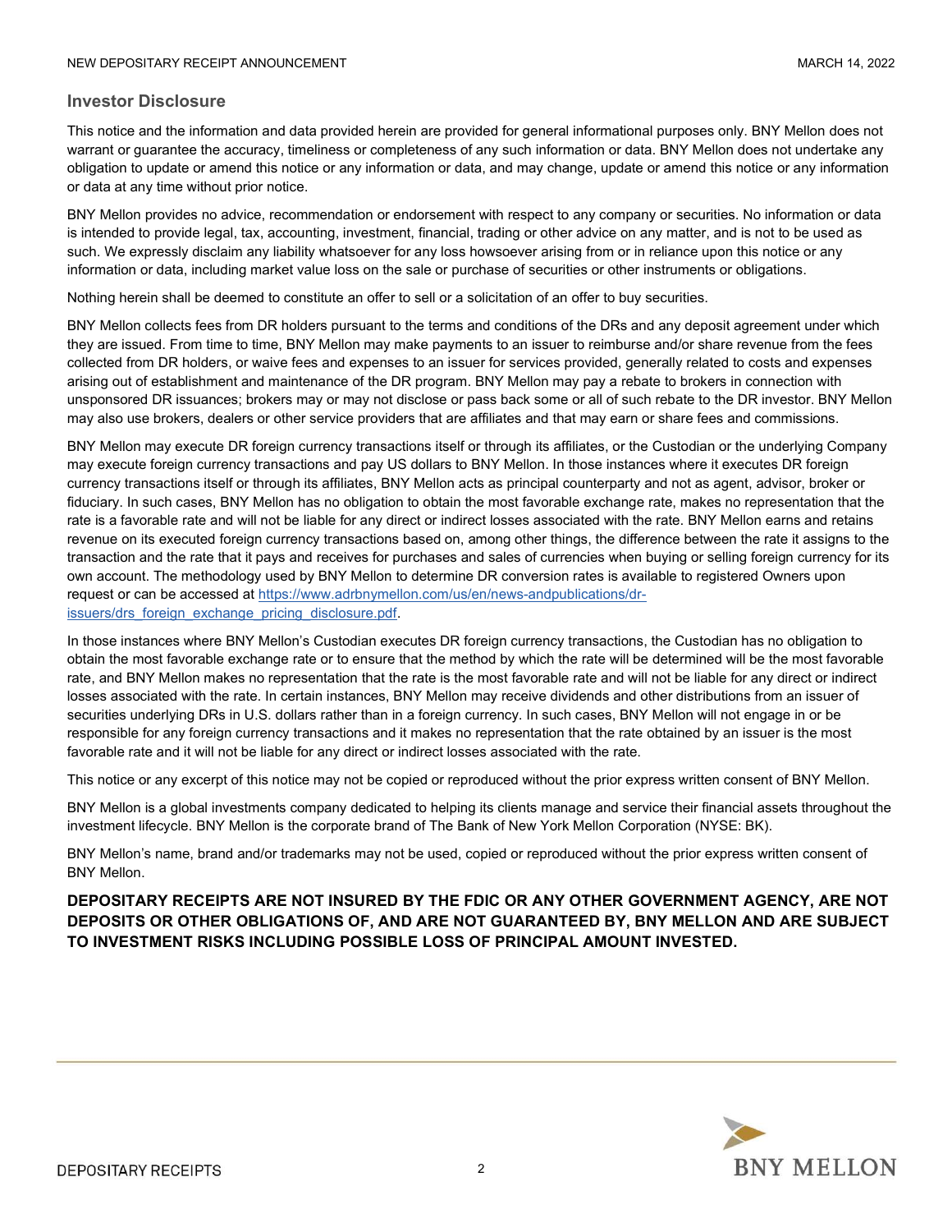## Investor Disclosure

This notice and the information and data provided herein are provided for general informational purposes only. BNY Mellon does not warrant or guarantee the accuracy, timeliness or completeness of any such information or data. BNY Mellon does not undertake any obligation to update or amend this notice or any information or data, and may change, update or amend this notice or any information or data at any time without prior notice.

BNY Mellon provides no advice, recommendation or endorsement with respect to any company or securities. No information or data is intended to provide legal, tax, accounting, investment, financial, trading or other advice on any matter, and is not to be used as such. We expressly disclaim any liability whatsoever for any loss howsoever arising from or in reliance upon this notice or any information or data, including market value loss on the sale or purchase of securities or other instruments or obligations.

Nothing herein shall be deemed to constitute an offer to sell or a solicitation of an offer to buy securities.

BNY Mellon collects fees from DR holders pursuant to the terms and conditions of the DRs and any deposit agreement under which they are issued. From time to time, BNY Mellon may make payments to an issuer to reimburse and/or share revenue from the fees collected from DR holders, or waive fees and expenses to an issuer for services provided, generally related to costs and expenses arising out of establishment and maintenance of the DR program. BNY Mellon may pay a rebate to brokers in connection with unsponsored DR issuances; brokers may or may not disclose or pass back some or all of such rebate to the DR investor. BNY Mellon may also use brokers, dealers or other service providers that are affiliates and that may earn or share fees and commissions.

BNY Mellon may execute DR foreign currency transactions itself or through its affiliates, or the Custodian or the underlying Company may execute foreign currency transactions and pay US dollars to BNY Mellon. In those instances where it executes DR foreign currency transactions itself or through its affiliates, BNY Mellon acts as principal counterparty and not as agent, advisor, broker or fiduciary. In such cases, BNY Mellon has no obligation to obtain the most favorable exchange rate, makes no representation that the rate is a favorable rate and will not be liable for any direct or indirect losses associated with the rate. BNY Mellon earns and retains revenue on its executed foreign currency transactions based on, among other things, the difference between the rate it assigns to the transaction and the rate that it pays and receives for purchases and sales of currencies when buying or selling foreign currency for its own account. The methodology used by BNY Mellon to determine DR conversion rates is available to registered Owners upon request or can be accessed at https://www.adrbnymellon.com/us/en/news-andpublications/dr-issuers/drs_foreign_exchange_pricing_disclosure.pdf.

In those instances where BNY Mellon's Custodian executes DR foreign currency transactions, the Custodian has no obligation to obtain the most favorable exchange rate or to ensure that the method by which the rate will be determined will be the most favorable rate, and BNY Mellon makes no representation that the rate is the most favorable rate and will not be liable for any direct or indirect losses associated with the rate. In certain instances, BNY Mellon may receive dividends and other distributions from an issuer of securities underlying DRs in U.S. dollars rather than in a foreign currency. In such cases, BNY Mellon will not engage in or be responsible for any foreign currency transactions and it makes no representation that the rate obtained by an issuer is the most favorable rate and it will not be liable for any direct or indirect losses associated with the rate.

This notice or any excerpt of this notice may not be copied or reproduced without the prior express written consent of BNY Mellon.

BNY Mellon is a global investments company dedicated to helping its clients manage and service their financial assets throughout the investment lifecycle. BNY Mellon is the corporate brand of The Bank of New York Mellon Corporation (NYSE: BK).

BNY Mellon's name, brand and/or trademarks may not be used, copied or reproduced without the prior express written consent of BNY Mellon.

**DEPOSITARY RECEIPTS ARE NOT INSURED BY THE FDIC OR ANY OTHER GOVERNMENT AGENCY, ARE NOT DEPOSITS OR OTHER OBLIGATIONS OF, AND ARE NOT GUARANTEED BY, BNY MELLON AND ARE SUBJECT TO INVESTMENT RISKS INCLUDING POSSIBLE LOSS OF PRINCIPAL AMOUNT INVESTED.**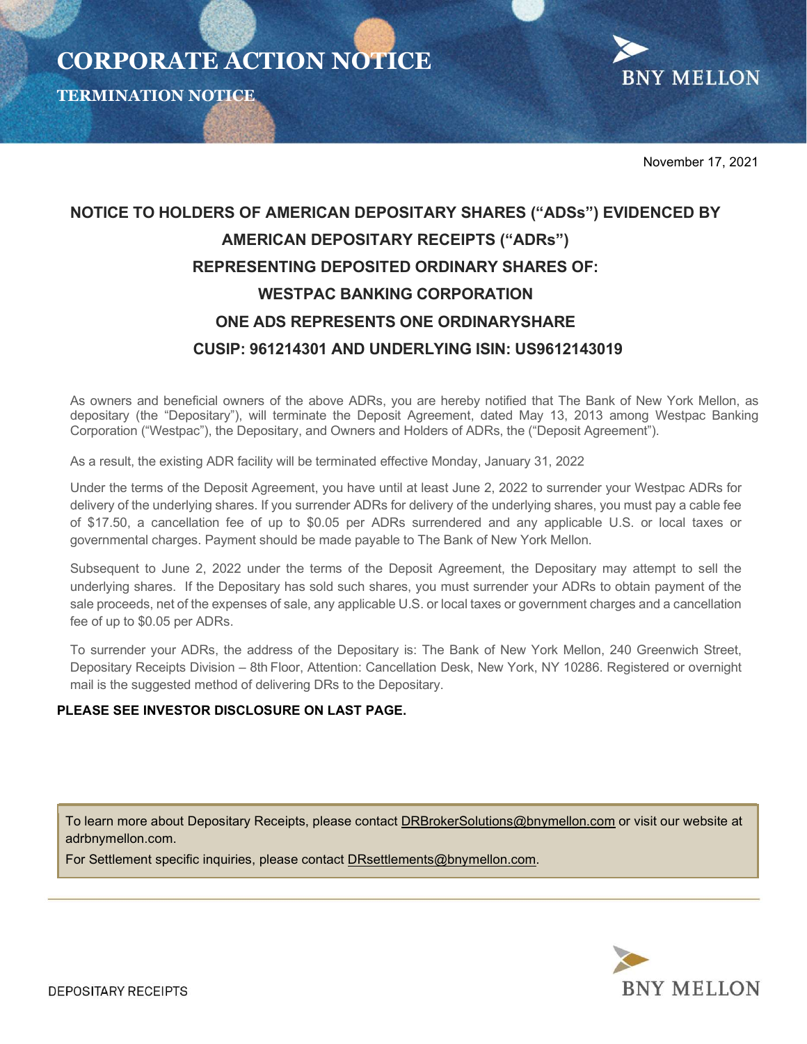# CORPORATE ACTION NOTICE

## TERMINATION NOTICE

November 17, 2021

**NOTICE TO HOLDERS OF AMERICAN DEPOSITARY SHARES ("ADSs") EVIDENCED BY AMERICAN DEPOSITARY RECEIPTS ("ADRs") REPRESENTING DEPOSITED ORDINARY SHARES OF:**

**WESTPAC BANKING CORPORATION**

**ONE ADS REPRESENTS ONE ORDINARYSHARE**

**CUSIP: 961214301 AND UNDERLYING ISIN: US9612143019**

As owners and beneficial owners of the above ADRs, you are hereby notified that The Bank of New York Mellon, as depositary (the "Depositary"), will terminate the Deposit Agreement, dated May 13, 2013 among Westpac Banking Corporation ("Westpac"), the Depositary, and Owners and Holders of ADRs, the ("Deposit Agreement").

As a result, the existing ADR facility will be terminated effective Monday, January 31, 2022

Under the terms of the Deposit Agreement, you have until at least June 2, 2022 to surrender your Westpac ADRs for delivery of the underlying shares. If you surrender ADRs for delivery of the underlying shares, you must pay a cable fee of $17.50, a cancellation fee of up to $0.05 per ADRs surrendered and any applicable U.S. or local taxes or governmental charges. Payment should be made payable to The Bank of New York Mellon.

Subsequent to June 2, 2022 under the terms of the Deposit Agreement, the Depositary may attempt to sell the underlying shares. If the Depositary has sold such shares, you must surrender your ADRs to obtain payment of the sale proceeds, net of the expenses of sale, any applicable U.S. or local taxes or government charges and a cancellation fee of up to $0.05 per ADRs.

To surrender your ADRs, the address of the Depositary is: The Bank of New York Mellon, 240 Greenwich Street, Depositary Receipts Division – 8th Floor, Attention: Cancellation Desk, New York, NY 10286. Registered or overnight mail is the suggested method of delivering DRs to the Depositary.

**PLEASE SEE INVESTOR DISCLOSURE ON LAST PAGE.**

To learn more about Depositary Receipts, please contact DRBrokerSolutions@bnymellon.com or visit our website at adrbnymellon.com.

For Settlement specific inquiries, please contact DRsettlements@bnymellon.com.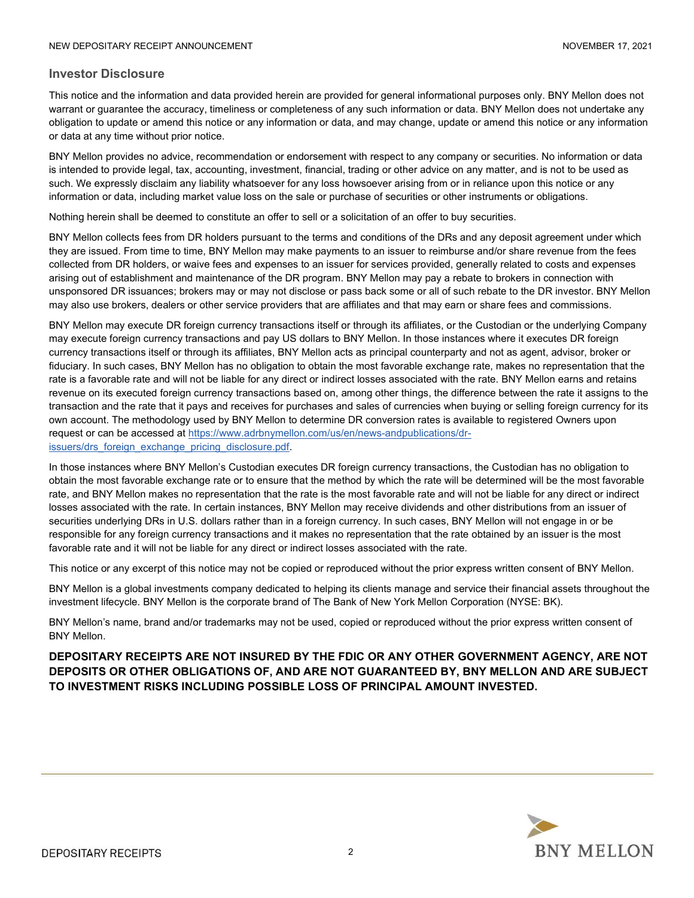## Investor Disclosure

This notice and the information and data provided herein are provided for general informational purposes only. BNY Mellon does not warrant or guarantee the accuracy, timeliness or completeness of any such information or data. BNY Mellon does not undertake any obligation to update or amend this notice or any information or data, and may change, update or amend this notice or any information or data at any time without prior notice.

BNY Mellon provides no advice, recommendation or endorsement with respect to any company or securities. No information or data is intended to provide legal, tax, accounting, investment, financial, trading or other advice on any matter, and is not to be used as such. We expressly disclaim any liability whatsoever for any loss howsoever arising from or in reliance upon this notice or any information or data, including market value loss on the sale or purchase of securities or other instruments or obligations.

Nothing herein shall be deemed to constitute an offer to sell or a solicitation of an offer to buy securities.

BNY Mellon collects fees from DR holders pursuant to the terms and conditions of the DRs and any deposit agreement under which they are issued. From time to time, BNY Mellon may make payments to an issuer to reimburse and/or share revenue from the fees collected from DR holders, or waive fees and expenses to an issuer for services provided, generally related to costs and expenses arising out of establishment and maintenance of the DR program. BNY Mellon may pay a rebate to brokers in connection with unsponsored DR issuances; brokers may or may not disclose or pass back some or all of such rebate to the DR investor. BNY Mellon may also use brokers, dealers or other service providers that are affiliates and that may earn or share fees and commissions.

BNY Mellon may execute DR foreign currency transactions itself or through its affiliates, or the Custodian or the underlying Company may execute foreign currency transactions and pay US dollars to BNY Mellon. In those instances where it executes DR foreign currency transactions itself or through its affiliates, BNY Mellon acts as principal counterparty and not as agent, advisor, broker or fiduciary. In such cases, BNY Mellon has no obligation to obtain the most favorable exchange rate, makes no representation that the rate is a favorable rate and will not be liable for any direct or indirect losses associated with the rate. BNY Mellon earns and retains revenue on its executed foreign currency transactions based on, among other things, the difference between the rate it assigns to the transaction and the rate that it pays and receives for purchases and sales of currencies when buying or selling foreign currency for its own account. The methodology used by BNY Mellon to determine DR conversion rates is available to registered Owners upon request or can be accessed at [https://www.adrbnymellon.com/us/en/news-andpublications/dr-issuers/drs_foreign_exchange_pricing_disclosure.pdf](https://www.adrbnymellon.com/us/en/news-andpublications/dr-issuers/drs_foreign_exchange_pricing_disclosure.pdf).

In those instances where BNY Mellon's Custodian executes DR foreign currency transactions, the Custodian has no obligation to obtain the most favorable exchange rate or to ensure that the method by which the rate will be determined will be the most favorable rate, and BNY Mellon makes no representation that the rate is the most favorable rate and will not be liable for any direct or indirect losses associated with the rate. In certain instances, BNY Mellon may receive dividends and other distributions from an issuer of securities underlying DRs in U.S. dollars rather than in a foreign currency. In such cases, BNY Mellon will not engage in or be responsible for any foreign currency transactions and it makes no representation that the rate obtained by an issuer is the most favorable rate and it will not be liable for any direct or indirect losses associated with the rate.

This notice or any excerpt of this notice may not be copied or reproduced without the prior express written consent of BNY Mellon.

BNY Mellon is a global investments company dedicated to helping its clients manage and service their financial assets throughout the investment lifecycle. BNY Mellon is the corporate brand of The Bank of New York Mellon Corporation (NYSE: BK).

BNY Mellon's name, brand and/or trademarks may not be used, copied or reproduced without the prior express written consent of BNY Mellon.

**DEPOSITARY RECEIPTS ARE NOT INSURED BY THE FDIC OR ANY OTHER GOVERNMENT AGENCY, ARE NOT DEPOSITS OR OTHER OBLIGATIONS OF, AND ARE NOT GUARANTEED BY, BNY MELLON AND ARE SUBJECT TO INVESTMENT RISKS INCLUDING POSSIBLE LOSS OF PRINCIPAL AMOUNT INVESTED.**